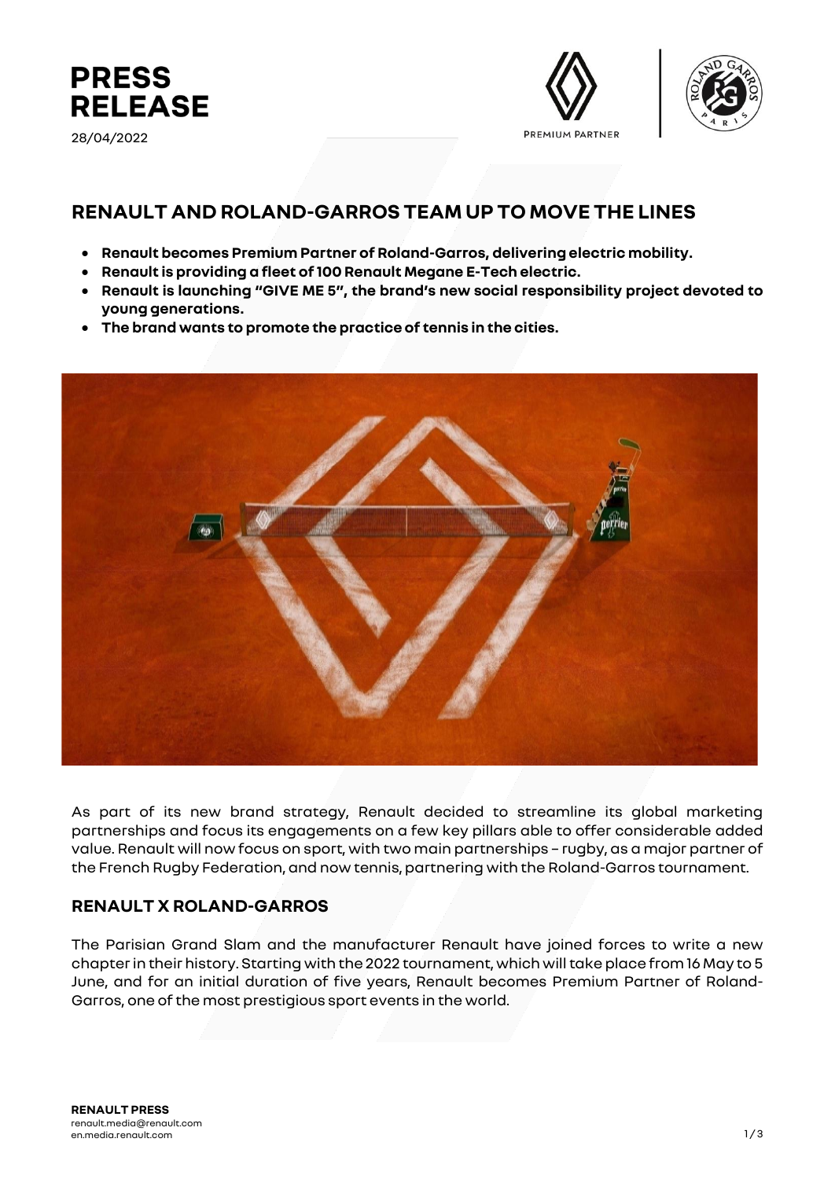# PRESS RELEASE

28/04/2022

PREMIUM PARTNER

## RENAULT AND ROLAND-GARROS TEAM UP TO MOVE THE LINES

- **Renault becomes Premium Partner of Roland-Garros, delivering electric mobility.**
- **Renault is providing a fleet of 100 Renault Megane E-Tech electric.**
- **Renault is launching "GIVE ME 5", the brand's new social responsibility project devoted to young generations.**
- **The brand wants to promote the practice of tennis in the cities.**

As part of its new brand strategy, Renault decided to streamline its global marketing partnerships and focus its engagements on a few key pillars able to offer considerable added value. Renault will now focus on sport, with two main partnerships – rugby, as a major partner of the French Rugby Federation, and now tennis, partnering with the Roland-Garros tournament.

### RENAULT X ROLAND-GARROS

The Parisian Grand Slam and the manufacturer Renault have joined forces to write a new chapter in their history. Starting with the 2022 tournament, which will take place from 16 May to 5 June, and for an initial duration of five years, Renault becomes Premium Partner of Roland-Garros, one of the most prestigious sport events in the world.

**RENAULT PRESS**
renault.media@renault.com
en.media.renault.com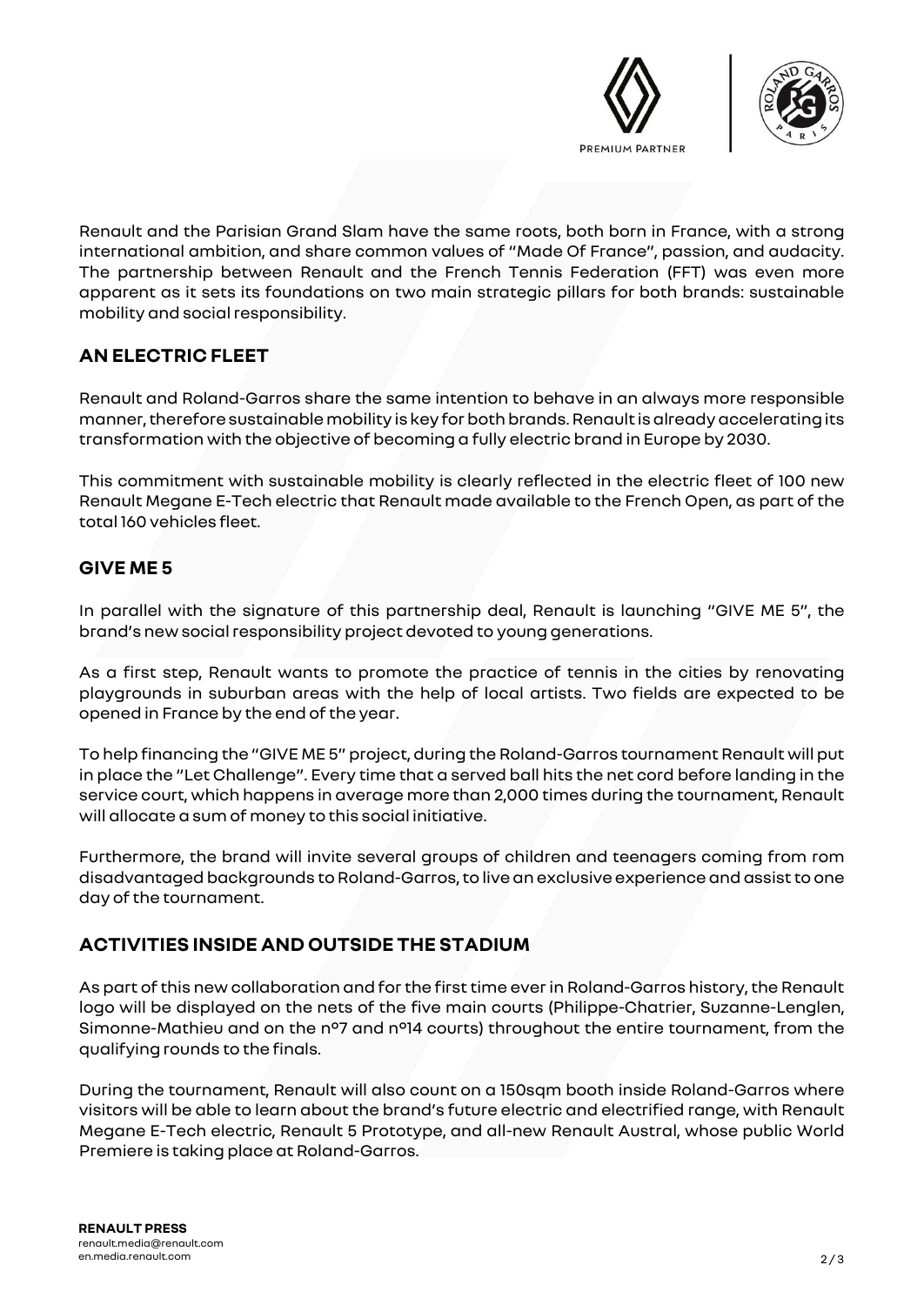Renault and the Parisian Grand Slam have the same roots, both born in France, with a strong international ambition, and share common values of "Made Of France", passion, and audacity. The partnership between Renault and the French Tennis Federation (FFT) was even more apparent as it sets its foundations on two main strategic pillars for both brands: sustainable mobility and social responsibility.

## AN ELECTRIC FLEET

Renault and Roland-Garros share the same intention to behave in an always more responsible manner, therefore sustainable mobility is key for both brands. Renault is already accelerating its transformation with the objective of becoming a fully electric brand in Europe by 2030.

This commitment with sustainable mobility is clearly reflected in the electric fleet of 100 new Renault Megane E-Tech electric that Renault made available to the French Open, as part of the total 160 vehicles fleet.

## GIVE ME 5

In parallel with the signature of this partnership deal, Renault is launching "GIVE ME 5", the brand's new social responsibility project devoted to young generations.

As a first step, Renault wants to promote the practice of tennis in the cities by renovating playgrounds in suburban areas with the help of local artists. Two fields are expected to be opened in France by the end of the year.

To help financing the "GIVE ME 5" project, during the Roland-Garros tournament Renault will put in place the "Let Challenge". Every time that a served ball hits the net cord before landing in the service court, which happens in average more than 2,000 times during the tournament, Renault will allocate a sum of money to this social initiative.

Furthermore, the brand will invite several groups of children and teenagers coming from rom disadvantaged backgrounds to Roland-Garros, to live an exclusive experience and assist to one day of the tournament.

## ACTIVITIES INSIDE AND OUTSIDE THE STADIUM

As part of this new collaboration and for the first time ever in Roland-Garros history, the Renault logo will be displayed on the nets of the five main courts (Philippe-Chatrier, Suzanne-Lenglen, Simonne-Mathieu and on the n°7 and n°14 courts) throughout the entire tournament, from the qualifying rounds to the finals.

During the tournament, Renault will also count on a 150sqm booth inside Roland-Garros where visitors will be able to learn about the brand's future electric and electrified range, with Renault Megane E-Tech electric, Renault 5 Prototype, and all-new Renault Austral, whose public World Premiere is taking place at Roland-Garros.

**RENAULT PRESS**
renault.media@renault.com
en.media.renault.com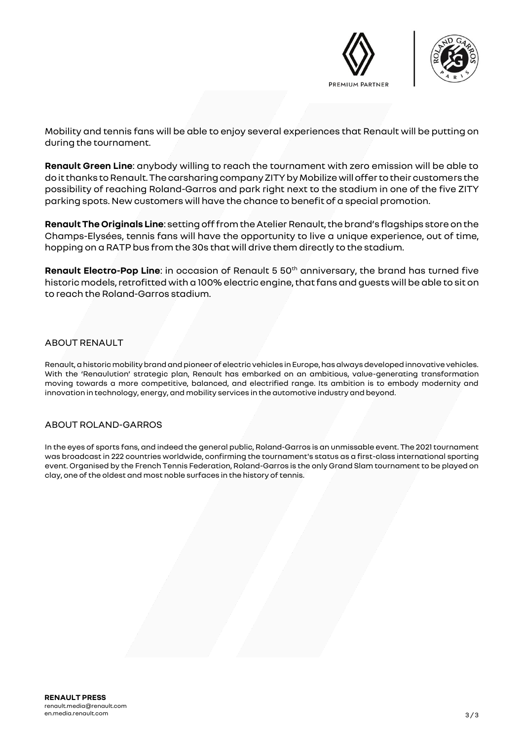Mobility and tennis fans will be able to enjoy several experiences that Renault will be putting on during the tournament.

**Renault Green Line**: anybody willing to reach the tournament with zero emission will be able to do it thanks to Renault. The carsharing company ZITY by Mobilize will offer to their customers the possibility of reaching Roland-Garros and park right next to the stadium in one of the five ZITY parking spots. New customers will have the chance to benefit of a special promotion.

**Renault The Originals Line**: setting off from the Atelier Renault, the brand's flagships store on the Champs-Elysées, tennis fans will have the opportunity to live a unique experience, out of time, hopping on a RATP bus from the 30s that will drive them directly to the stadium.

**Renault Electro-Pop Line**: in occasion of Renault 5 50th anniversary, the brand has turned five historic models, retrofitted with a 100% electric engine, that fans and guests will be able to sit on to reach the Roland-Garros stadium.

## ABOUT RENAULT

Renault, a historic mobility brand and pioneer of electric vehicles in Europe, has always developed innovative vehicles. With the 'Renaulution' strategic plan, Renault has embarked on an ambitious, value-generating transformation moving towards a more competitive, balanced, and electrified range. Its ambition is to embody modernity and innovation in technology, energy, and mobility services in the automotive industry and beyond.

## ABOUT ROLAND-GARROS

In the eyes of sports fans, and indeed the general public, Roland-Garros is an unmissable event. The 2021 tournament was broadcast in 222 countries worldwide, confirming the tournament's status as a first-class international sporting event. Organised by the French Tennis Federation, Roland-Garros is the only Grand Slam tournament to be played on clay, one of the oldest and most noble surfaces in the history of tennis.

**RENAULT PRESS**
renault.media@renault.com
en.media.renault.com